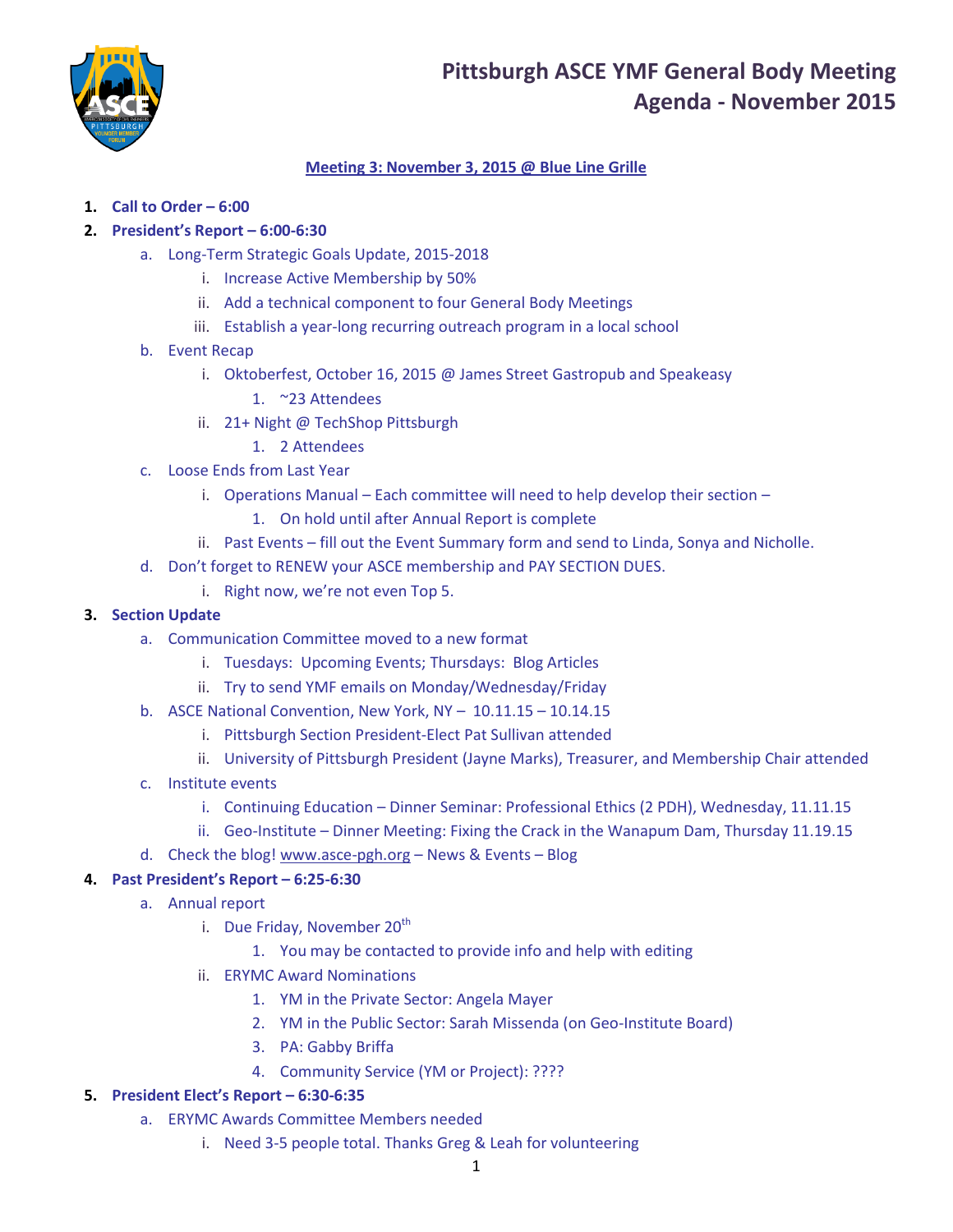# Pittsburgh ASCE YMF General Body Meeting
## Agenda - November 2015

**Meeting 3: November 3, 2015 @ Blue Line Grille**

1. **Call to Order – 6:00**
2. **President's Report – 6:00-6:30**
    a. Long-Term Strategic Goals Update, 2015-2018
        i. Increase Active Membership by 50%
        ii. Add a technical component to four General Body Meetings
        iii. Establish a year-long recurring outreach program in a local school
    b. Event Recap
        i. Oktoberfest, October 16, 2015 @ James Street Gastropub and Speakeasy
            1. ~23 Attendees
        ii. 21+ Night @ TechShop Pittsburgh
            1. 2 Attendees
    c. Loose Ends from Last Year
        i. Operations Manual – Each committee will need to help develop their section –
            1. On hold until after Annual Report is complete
        ii. Past Events – fill out the Event Summary form and send to Linda, Sonya and Nicholle.
    d. Don't forget to RENEW your ASCE membership and PAY SECTION DUES.
        i. Right now, we're not even Top 5.
3. **Section Update**
    a. Communication Committee moved to a new format
        i. Tuesdays: Upcoming Events; Thursdays: Blog Articles
        ii. Try to send YMF emails on Monday/Wednesday/Friday
    b. ASCE National Convention, New York, NY – 10.11.15 – 10.14.15
        i. Pittsburgh Section President-Elect Pat Sullivan attended
        ii. University of Pittsburgh President (Jayne Marks), Treasurer, and Membership Chair attended
    c. Institute events
        i. Continuing Education – Dinner Seminar: Professional Ethics (2 PDH), Wednesday, 11.11.15
        ii. Geo-Institute – Dinner Meeting: Fixing the Crack in the Wanapum Dam, Thursday 11.19.15
    d. Check the blog! www.asce-pgh.org – News & Events – Blog
4. **Past President's Report – 6:25-6:30**
    a. Annual report
        i. Due Friday, November 20th
            1. You may be contacted to provide info and help with editing
        ii. ERYMC Award Nominations
            1. YM in the Private Sector: Angela Mayer
            2. YM in the Public Sector: Sarah Missenda (on Geo-Institute Board)
            3. PA: Gabby Briffa
            4. Community Service (YM or Project): ????
5. **President Elect's Report – 6:30-6:35**
    a. ERYMC Awards Committee Members needed
        i. Need 3-5 people total. Thanks Greg & Leah for volunteering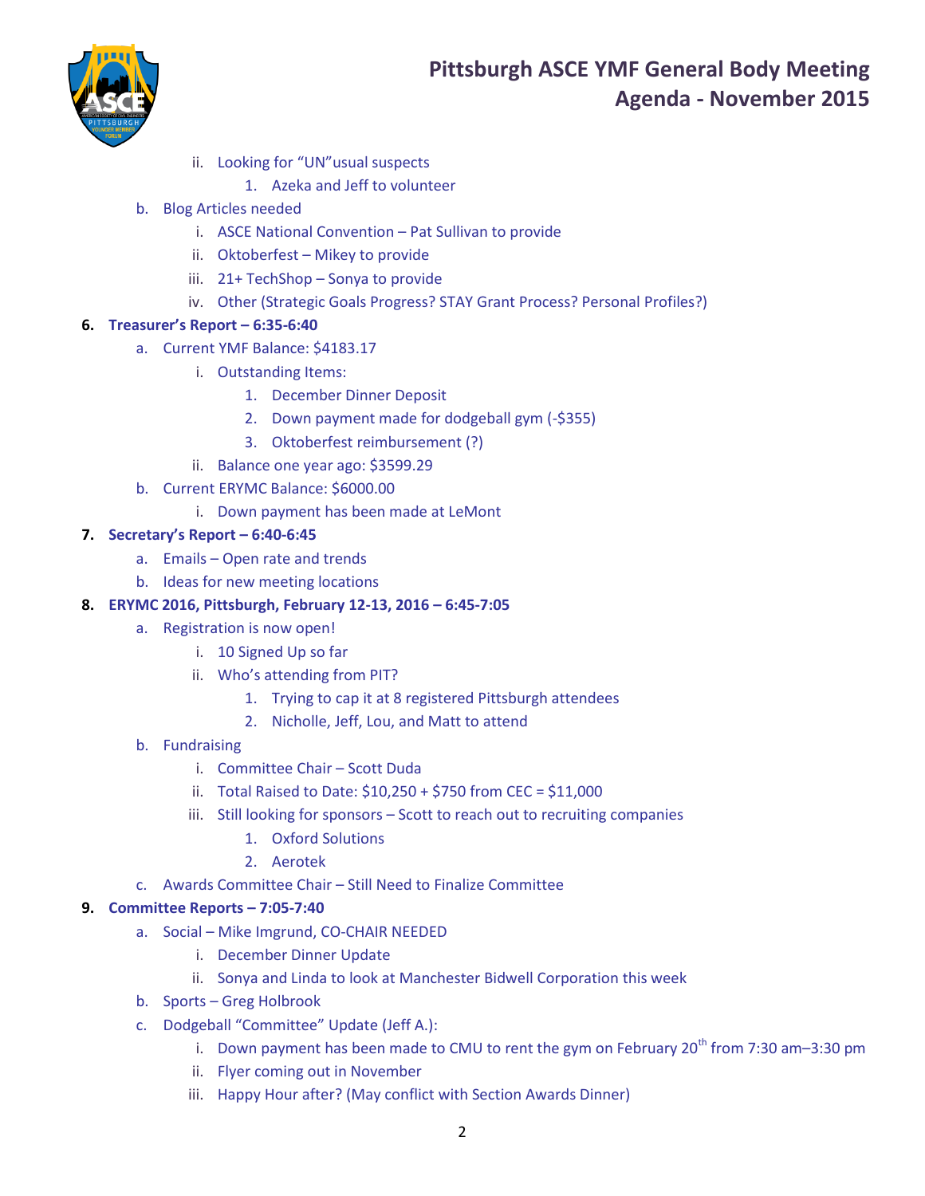- ii. Looking for "UN"usual suspects
  1. Azeka and Jeff to volunteer
- b. Blog Articles needed
  - i. ASCE National Convention – Pat Sullivan to provide
  - ii. Oktoberfest – Mikey to provide
  - iii. 21+ TechShop – Sonya to provide
  - iv. Other (Strategic Goals Progress? STAY Grant Process? Personal Profiles?)

**6. Treasurer's Report – 6:35-6:40**

- a. Current YMF Balance: $4183.17
  - i. Outstanding Items:
    1. December Dinner Deposit
    2. Down payment made for dodgeball gym (-$355)
    3. Oktoberfest reimbursement (?)
  - ii. Balance one year ago: $3599.29
- b. Current ERYMC Balance: $6000.00
  - i. Down payment has been made at LeMont

**7. Secretary's Report – 6:40-6:45**

- a. Emails – Open rate and trends
- b. Ideas for new meeting locations

**8. ERYMC 2016, Pittsburgh, February 12-13, 2016 – 6:45-7:05**

- a. Registration is now open!
  - i. 10 Signed Up so far
  - ii. Who's attending from PIT?
    1. Trying to cap it at 8 registered Pittsburgh attendees
    2. Nicholle, Jeff, Lou, and Matt to attend
- b. Fundraising
  - i. Committee Chair – Scott Duda
  - ii. Total Raised to Date: $10,250 + $750 from CEC = $11,000
  - iii. Still looking for sponsors – Scott to reach out to recruiting companies
    1. Oxford Solutions
    2. Aerotek
- c. Awards Committee Chair – Still Need to Finalize Committee

**9. Committee Reports – 7:05-7:40**

- a. Social – Mike Imgrund, CO-CHAIR NEEDED
  - i. December Dinner Update
  - ii. Sonya and Linda to look at Manchester Bidwell Corporation this week
- b. Sports – Greg Holbrook
- c. Dodgeball "Committee" Update (Jeff A.):
  - i. Down payment has been made to CMU to rent the gym on February 20th from 7:30 am–3:30 pm
  - ii. Flyer coming out in November
  - iii. Happy Hour after? (May conflict with Section Awards Dinner)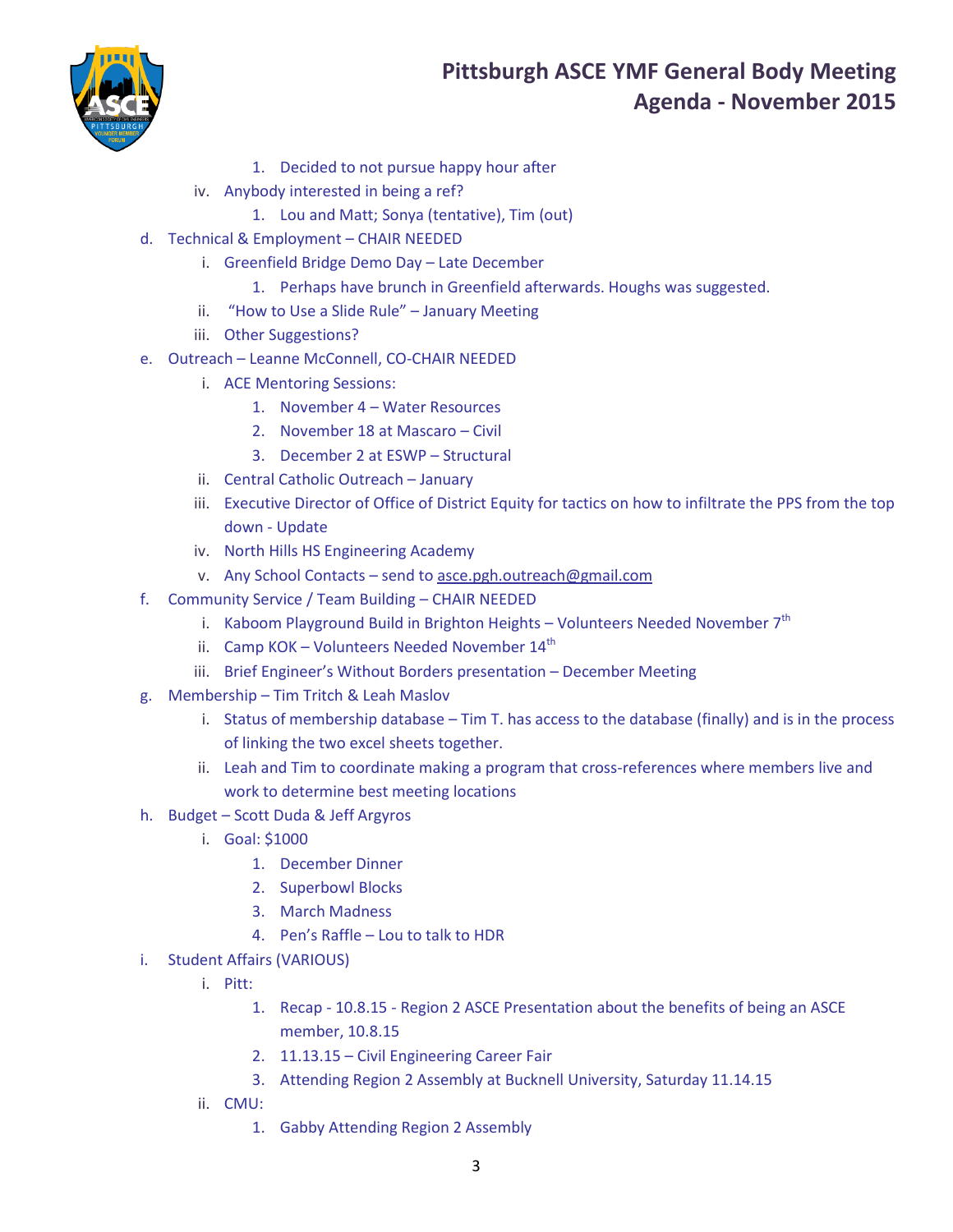1. Decided to not pursue happy hour after
   - iv. Anybody interested in being a ref?
     1. Lou and Matt; Sonya (tentative), Tim (out)

d. Technical & Employment – CHAIR NEEDED
   - i. Greenfield Bridge Demo Day – Late December
     1. Perhaps have brunch in Greenfield afterwards. Houghs was suggested.
   - ii. "How to Use a Slide Rule" – January Meeting
   - iii. Other Suggestions?

e. Outreach – Leanne McConnell, CO-CHAIR NEEDED
   - i. ACE Mentoring Sessions:
     1. November 4 – Water Resources
     2. November 18 at Mascaro – Civil
     3. December 2 at ESWP – Structural
   - ii. Central Catholic Outreach – January
   - iii. Executive Director of Office of District Equity for tactics on how to infiltrate the PPS from the top down - Update
   - iv. North Hills HS Engineering Academy
   - v. Any School Contacts – send to asce.pgh.outreach@gmail.com

f. Community Service / Team Building – CHAIR NEEDED
   - i. Kaboom Playground Build in Brighton Heights – Volunteers Needed November 7th
   - ii. Camp KOK – Volunteers Needed November 14th
   - iii. Brief Engineer's Without Borders presentation – December Meeting

g. Membership – Tim Tritch & Leah Maslov
   - i. Status of membership database – Tim T. has access to the database (finally) and is in the process of linking the two excel sheets together.
   - ii. Leah and Tim to coordinate making a program that cross-references where members live and work to determine best meeting locations

h. Budget – Scott Duda & Jeff Argyros
   - i. Goal: $1000
     1. December Dinner
     2. Superbowl Blocks
     3. March Madness
     4. Pen's Raffle – Lou to talk to HDR

i. Student Affairs (VARIOUS)
   - i. Pitt:
     1. Recap - 10.8.15 - Region 2 ASCE Presentation about the benefits of being an ASCE member, 10.8.15
     2. 11.13.15 – Civil Engineering Career Fair
     3. Attending Region 2 Assembly at Bucknell University, Saturday 11.14.15
   - ii. CMU:
     1. Gabby Attending Region 2 Assembly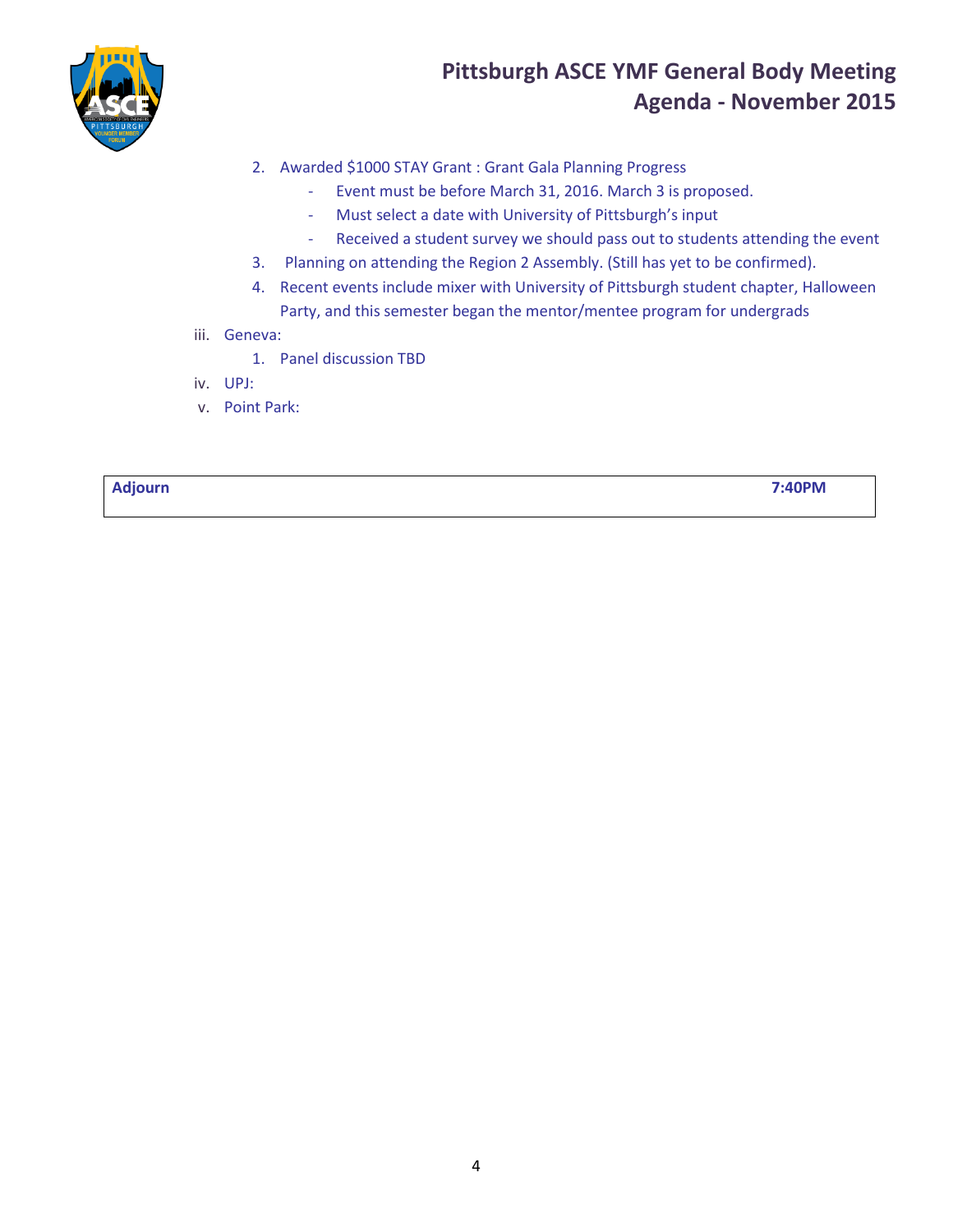2. Awarded $1000 STAY Grant : Grant Gala Planning Progress
    - Event must be before March 31, 2016. March 3 is proposed.
    - Must select a date with University of Pittsburgh's input
    - Received a student survey we should pass out to students attending the event
3. Planning on attending the Region 2 Assembly. (Still has yet to be confirmed).
4. Recent events include mixer with University of Pittsburgh student chapter, Halloween Party, and this semester began the mentor/mentee program for undergrads

iii. Geneva:

1. Panel discussion TBD

iv. UPJ:

v. Point Park:

| | |
|---|---|
| **Adjourn** | **7:40PM** |